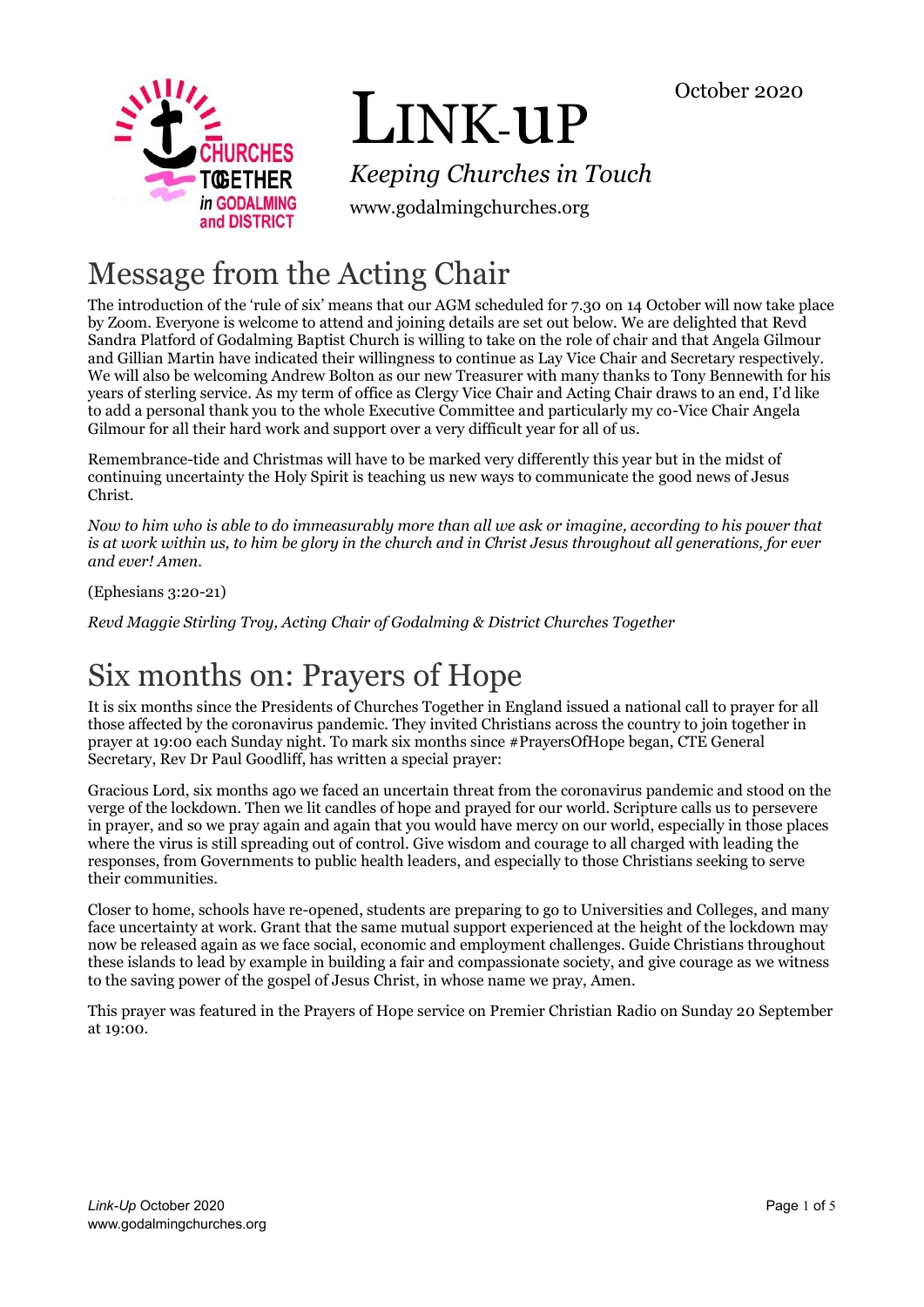# LINK-UP

October 2020

*Keeping Churches in Touch*

www.godalmingchurches.org

## Message from the Acting Chair

The introduction of the 'rule of six' means that our AGM scheduled for 7.30 on 14 October will now take place by Zoom. Everyone is welcome to attend and joining details are set out below. We are delighted that Revd Sandra Platford of Godalming Baptist Church is willing to take on the role of chair and that Angela Gilmour and Gillian Martin have indicated their willingness to continue as Lay Vice Chair and Secretary respectively. We will also be welcoming Andrew Bolton as our new Treasurer with many thanks to Tony Bennewith for his years of sterling service. As my term of office as Clergy Vice Chair and Acting Chair draws to an end, I'd like to add a personal thank you to the whole Executive Committee and particularly my co-Vice Chair Angela Gilmour for all their hard work and support over a very difficult year for all of us.

Remembrance-tide and Christmas will have to be marked very differently this year but in the midst of continuing uncertainty the Holy Spirit is teaching us new ways to communicate the good news of Jesus Christ.

*Now to him who is able to do immeasurably more than all we ask or imagine, according to his power that is at work within us, to him be glory in the church and in Christ Jesus throughout all generations, for ever and ever! Amen.*

(Ephesians 3:20-21)

*Revd Maggie Stirling Troy, Acting Chair of Godalming & District Churches Together*

## Six months on: Prayers of Hope

It is six months since the Presidents of Churches Together in England issued a national call to prayer for all those affected by the coronavirus pandemic. They invited Christians across the country to join together in prayer at 19:00 each Sunday night. To mark six months since #PrayersOfHope began, CTE General Secretary, Rev Dr Paul Goodliff, has written a special prayer:

Gracious Lord, six months ago we faced an uncertain threat from the coronavirus pandemic and stood on the verge of the lockdown. Then we lit candles of hope and prayed for our world. Scripture calls us to persevere in prayer, and so we pray again and again that you would have mercy on our world, especially in those places where the virus is still spreading out of control. Give wisdom and courage to all charged with leading the responses, from Governments to public health leaders, and especially to those Christians seeking to serve their communities.

Closer to home, schools have re-opened, students are preparing to go to Universities and Colleges, and many face uncertainty at work. Grant that the same mutual support experienced at the height of the lockdown may now be released again as we face social, economic and employment challenges. Guide Christians throughout these islands to lead by example in building a fair and compassionate society, and give courage as we witness to the saving power of the gospel of Jesus Christ, in whose name we pray, Amen.

This prayer was featured in the Prayers of Hope service on Premier Christian Radio on Sunday 20 September at 19:00.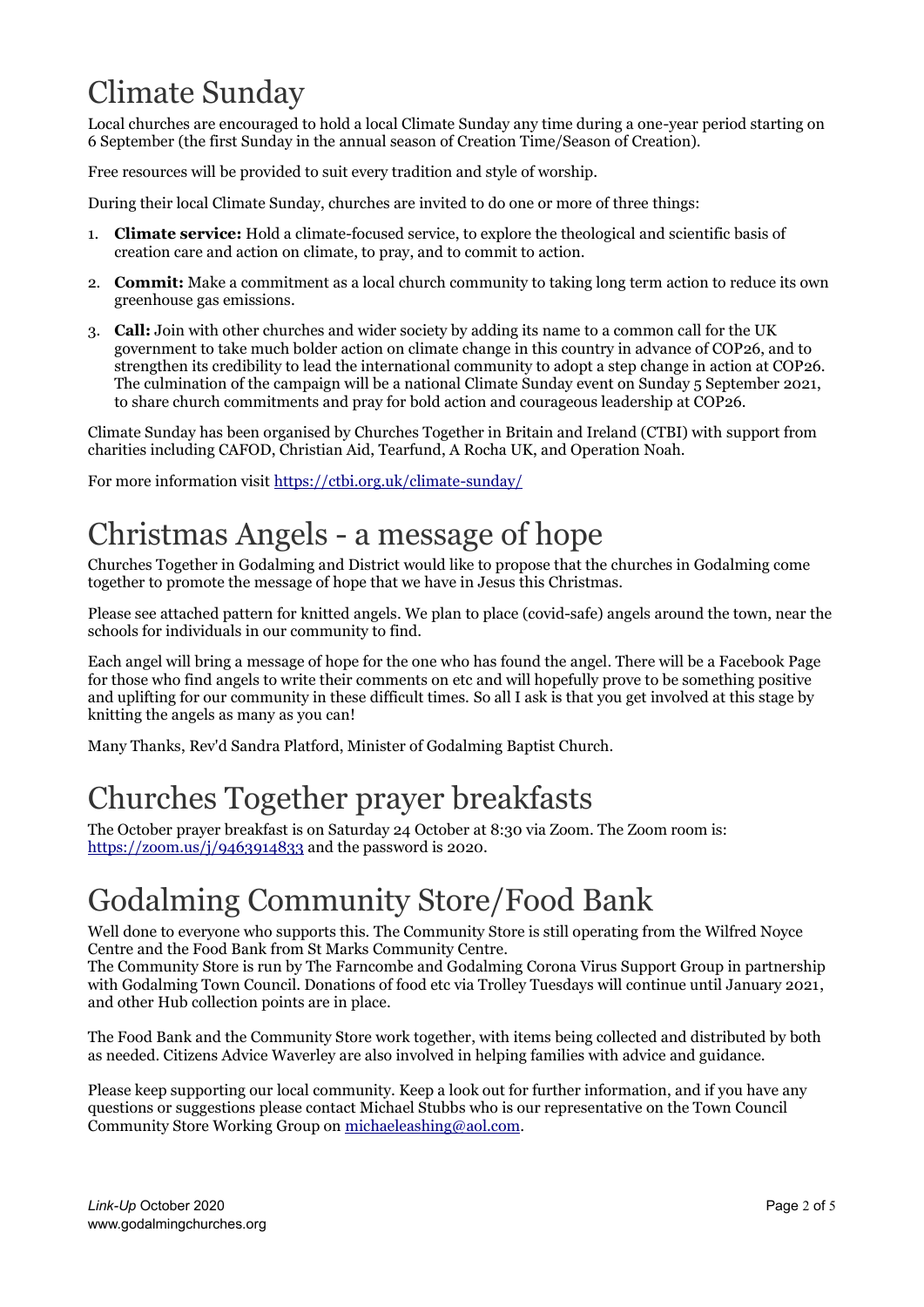# Climate Sunday

Local churches are encouraged to hold a local Climate Sunday any time during a one-year period starting on 6 September (the first Sunday in the annual season of Creation Time/Season of Creation).

Free resources will be provided to suit every tradition and style of worship.

During their local Climate Sunday, churches are invited to do one or more of three things:

1. **Climate service:** Hold a climate-focused service, to explore the theological and scientific basis of creation care and action on climate, to pray, and to commit to action.
2. **Commit:** Make a commitment as a local church community to taking long term action to reduce its own greenhouse gas emissions.
3. **Call:** Join with other churches and wider society by adding its name to a common call for the UK government to take much bolder action on climate change in this country in advance of COP26, and to strengthen its credibility to lead the international community to adopt a step change in action at COP26. The culmination of the campaign will be a national Climate Sunday event on Sunday 5 September 2021, to share church commitments and pray for bold action and courageous leadership at COP26.

Climate Sunday has been organised by Churches Together in Britain and Ireland (CTBI) with support from charities including CAFOD, Christian Aid, Tearfund, A Rocha UK, and Operation Noah.

For more information visit https://ctbi.org.uk/climate-sunday/

# Christmas Angels - a message of hope

Churches Together in Godalming and District would like to propose that the churches in Godalming come together to promote the message of hope that we have in Jesus this Christmas.

Please see attached pattern for knitted angels. We plan to place (covid-safe) angels around the town, near the schools for individuals in our community to find.

Each angel will bring a message of hope for the one who has found the angel. There will be a Facebook Page for those who find angels to write their comments on etc and will hopefully prove to be something positive and uplifting for our community in these difficult times. So all I ask is that you get involved at this stage by knitting the angels as many as you can!

Many Thanks, Rev'd Sandra Platford, Minister of Godalming Baptist Church.

# Churches Together prayer breakfasts

The October prayer breakfast is on Saturday 24 October at 8:30 via Zoom. The Zoom room is: https://zoom.us/j/9463914833 and the password is 2020.

# Godalming Community Store/Food Bank

Well done to everyone who supports this. The Community Store is still operating from the Wilfred Noyce Centre and the Food Bank from St Marks Community Centre.
The Community Store is run by The Farncombe and Godalming Corona Virus Support Group in partnership with Godalming Town Council. Donations of food etc via Trolley Tuesdays will continue until January 2021, and other Hub collection points are in place.

The Food Bank and the Community Store work together, with items being collected and distributed by both as needed. Citizens Advice Waverley are also involved in helping families with advice and guidance.

Please keep supporting our local community. Keep a look out for further information, and if you have any questions or suggestions please contact Michael Stubbs who is our representative on the Town Council Community Store Working Group on michaeleashing@aol.com.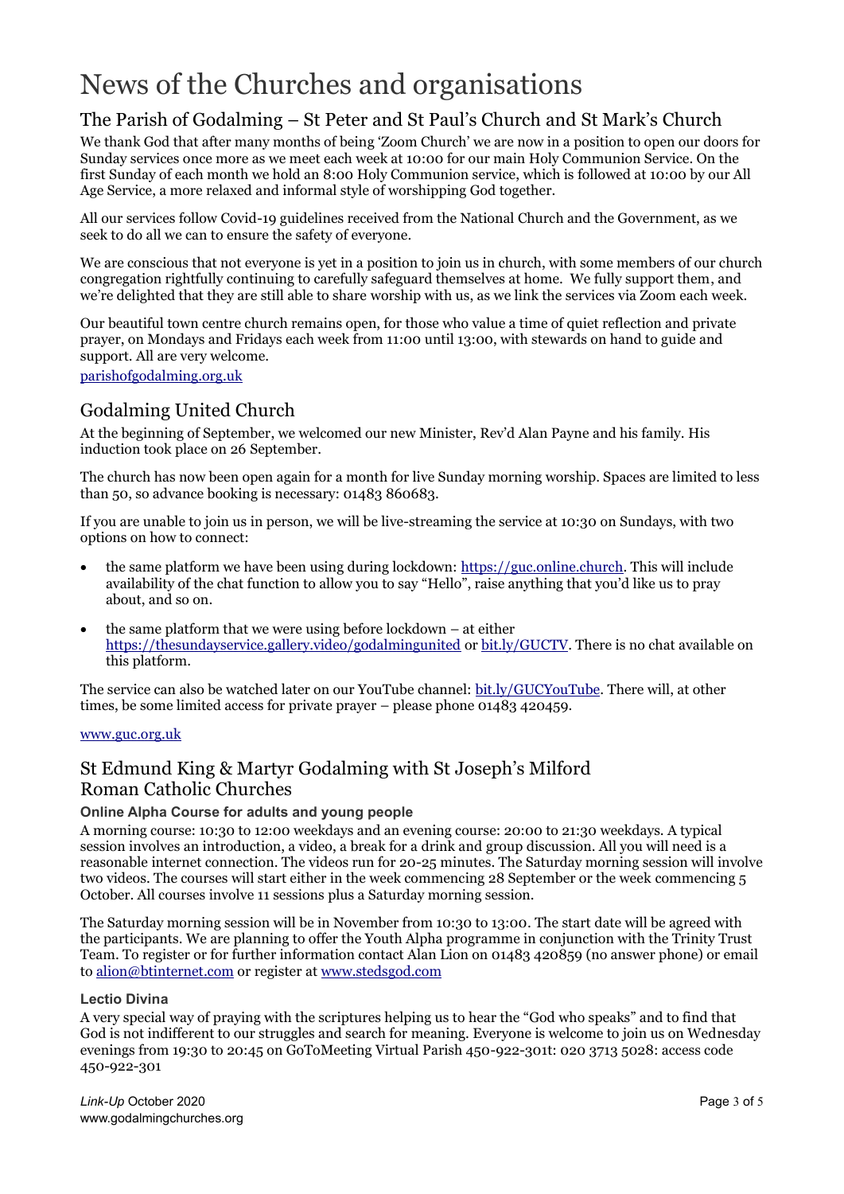# News of the Churches and organisations

## The Parish of Godalming – St Peter and St Paul's Church and St Mark's Church

We thank God that after many months of being 'Zoom Church' we are now in a position to open our doors for Sunday services once more as we meet each week at 10:00 for our main Holy Communion Service. On the first Sunday of each month we hold an 8:00 Holy Communion service, which is followed at 10:00 by our All Age Service, a more relaxed and informal style of worshipping God together.

All our services follow Covid-19 guidelines received from the National Church and the Government, as we seek to do all we can to ensure the safety of everyone.

We are conscious that not everyone is yet in a position to join us in church, with some members of our church congregation rightfully continuing to carefully safeguard themselves at home. We fully support them, and we're delighted that they are still able to share worship with us, as we link the services via Zoom each week.

Our beautiful town centre church remains open, for those who value a time of quiet reflection and private prayer, on Mondays and Fridays each week from 11:00 until 13:00, with stewards on hand to guide and support. All are very welcome.

[parishofgodalming.org.uk](parishofgodalming.org.uk)

## Godalming United Church

At the beginning of September, we welcomed our new Minister, Rev'd Alan Payne and his family. His induction took place on 26 September.

The church has now been open again for a month for live Sunday morning worship. Spaces are limited to less than 50, so advance booking is necessary: 01483 860683.

If you are unable to join us in person, we will be live-streaming the service at 10:30 on Sundays, with two options on how to connect:

- the same platform we have been using during lockdown: [https://guc.online.church](https://guc.online.church). This will include availability of the chat function to allow you to say "Hello", raise anything that you'd like us to pray about, and so on.
- the same platform that we were using before lockdown – at either [https://thesundayservice.gallery.video/godalmingunited](https://thesundayservice.gallery.video/godalmingunited) or [bit.ly/GUCTV](bit.ly/GUCTV). There is no chat available on this platform.

The service can also be watched later on our YouTube channel: [bit.ly/GUCYouTube](bit.ly/GUCYouTube). There will, at other times, be some limited access for private prayer – please phone 01483 420459.

[www.guc.org.uk](www.guc.org.uk)

## St Edmund King & Martyr Godalming with St Joseph's Milford Roman Catholic Churches

### Online Alpha Course for adults and young people

A morning course: 10:30 to 12:00 weekdays and an evening course: 20:00 to 21:30 weekdays. A typical session involves an introduction, a video, a break for a drink and group discussion. All you will need is a reasonable internet connection. The videos run for 20-25 minutes. The Saturday morning session will involve two videos. The courses will start either in the week commencing 28 September or the week commencing 5 October. All courses involve 11 sessions plus a Saturday morning session.

The Saturday morning session will be in November from 10:30 to 13:00. The start date will be agreed with the participants. We are planning to offer the Youth Alpha programme in conjunction with the Trinity Trust Team. To register or for further information contact Alan Lion on 01483 420859 (no answer phone) or email to [alion@btinternet.com](mailto:alion@btinternet.com) or register at [www.stedsgod.com](www.stedsgod.com)

### Lectio Divina

A very special way of praying with the scriptures helping us to hear the "God who speaks" and to find that God is not indifferent to our struggles and search for meaning. Everyone is welcome to join us on Wednesday evenings from 19:30 to 20:45 on GoToMeeting Virtual Parish 450-922-301t: 020 3713 5028: access code 450-922-301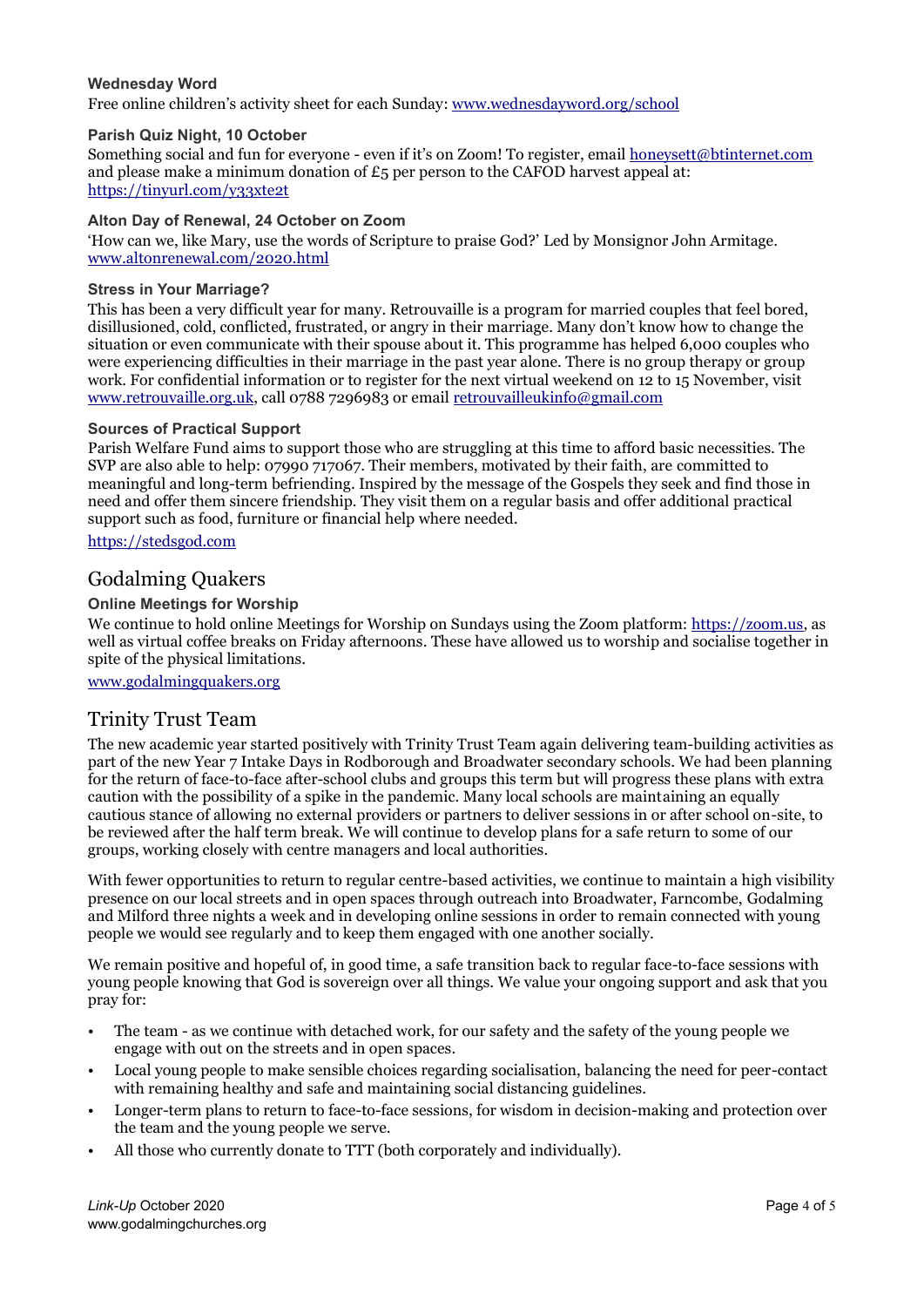### Wednesday Word

Free online children's activity sheet for each Sunday: www.wednesdayword.org/school

### Parish Quiz Night, 10 October

Something social and fun for everyone - even if it's on Zoom! To register, email honeysett@btinternet.com and please make a minimum donation of £5 per person to the CAFOD harvest appeal at: https://tinyurl.com/y33xte2t

### Alton Day of Renewal, 24 October on Zoom

'How can we, like Mary, use the words of Scripture to praise God?' Led by Monsignor John Armitage. www.altonrenewal.com/2020.html

### Stress in Your Marriage?

This has been a very difficult year for many. Retrouvaille is a program for married couples that feel bored, disillusioned, cold, conflicted, frustrated, or angry in their marriage. Many don't know how to change the situation or even communicate with their spouse about it. This programme has helped 6,000 couples who were experiencing difficulties in their marriage in the past year alone. There is no group therapy or group work. For confidential information or to register for the next virtual weekend on 12 to 15 November, visit www.retrouvaille.org.uk, call 0788 7296983 or email retrouvailleukinfo@gmail.com

### Sources of Practical Support

Parish Welfare Fund aims to support those who are struggling at this time to afford basic necessities. The SVP are also able to help: 07990 717067. Their members, motivated by their faith, are committed to meaningful and long-term befriending. Inspired by the message of the Gospels they seek and find those in need and offer them sincere friendship. They visit them on a regular basis and offer additional practical support such as food, furniture or financial help where needed.

https://stedsgod.com

## Godalming Quakers

### Online Meetings for Worship

We continue to hold online Meetings for Worship on Sundays using the Zoom platform: https://zoom.us, as well as virtual coffee breaks on Friday afternoons. These have allowed us to worship and socialise together in spite of the physical limitations.

www.godalmingquakers.org

## Trinity Trust Team

The new academic year started positively with Trinity Trust Team again delivering team-building activities as part of the new Year 7 Intake Days in Rodborough and Broadwater secondary schools. We had been planning for the return of face-to-face after-school clubs and groups this term but will progress these plans with extra caution with the possibility of a spike in the pandemic. Many local schools are maintaining an equally cautious stance of allowing no external providers or partners to deliver sessions in or after school on-site, to be reviewed after the half term break. We will continue to develop plans for a safe return to some of our groups, working closely with centre managers and local authorities.

With fewer opportunities to return to regular centre-based activities, we continue to maintain a high visibility presence on our local streets and in open spaces through outreach into Broadwater, Farncombe, Godalming and Milford three nights a week and in developing online sessions in order to remain connected with young people we would see regularly and to keep them engaged with one another socially.

We remain positive and hopeful of, in good time, a safe transition back to regular face-to-face sessions with young people knowing that God is sovereign over all things. We value your ongoing support and ask that you pray for:

- The team - as we continue with detached work, for our safety and the safety of the young people we engage with out on the streets and in open spaces.
- Local young people to make sensible choices regarding socialisation, balancing the need for peer-contact with remaining healthy and safe and maintaining social distancing guidelines.
- Longer-term plans to return to face-to-face sessions, for wisdom in decision-making and protection over the team and the young people we serve.
- All those who currently donate to TTT (both corporately and individually).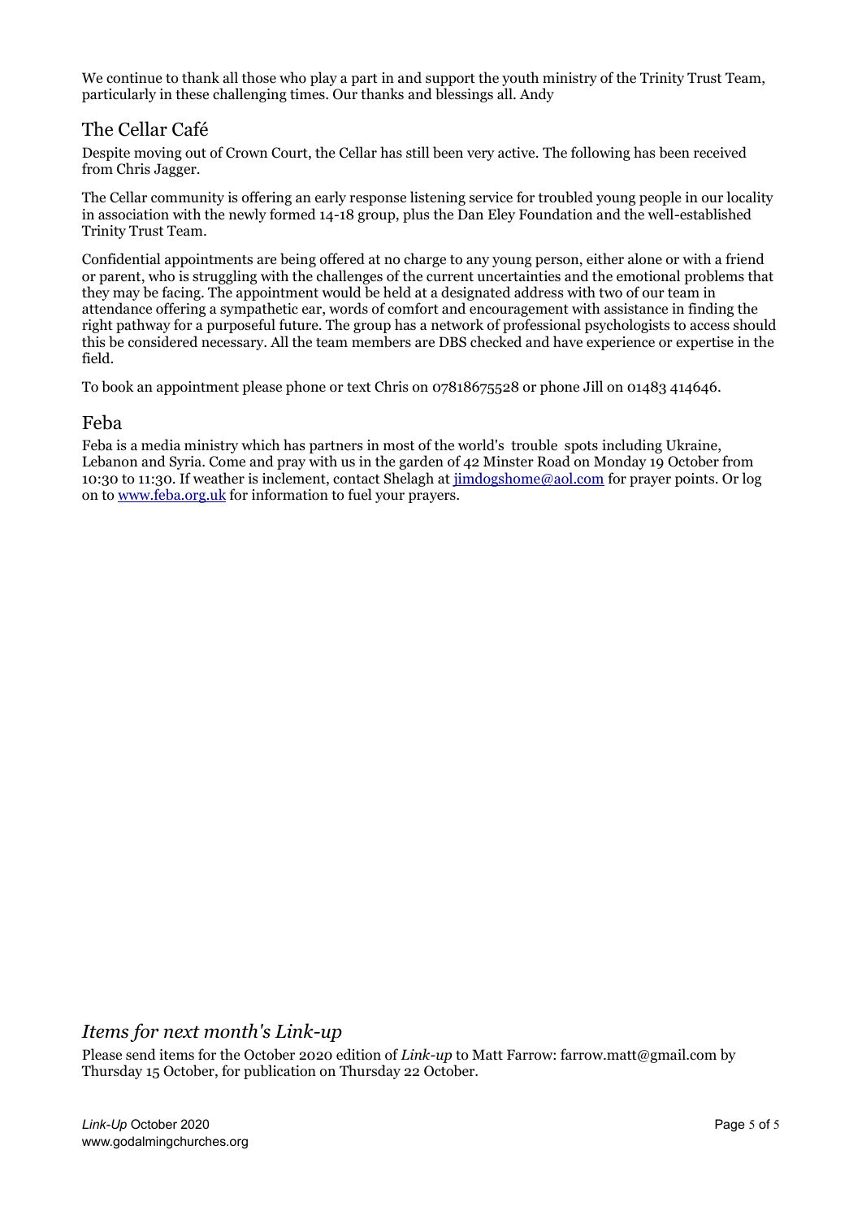We continue to thank all those who play a part in and support the youth ministry of the Trinity Trust Team, particularly in these challenging times. Our thanks and blessings all. Andy

## The Cellar Café

Despite moving out of Crown Court, the Cellar has still been very active. The following has been received from Chris Jagger.

The Cellar community is offering an early response listening service for troubled young people in our locality in association with the newly formed 14-18 group, plus the Dan Eley Foundation and the well-established Trinity Trust Team.

Confidential appointments are being offered at no charge to any young person, either alone or with a friend or parent, who is struggling with the challenges of the current uncertainties and the emotional problems that they may be facing. The appointment would be held at a designated address with two of our team in attendance offering a sympathetic ear, words of comfort and encouragement with assistance in finding the right pathway for a purposeful future. The group has a network of professional psychologists to access should this be considered necessary. All the team members are DBS checked and have experience or expertise in the field.

To book an appointment please phone or text Chris on 07818675528 or phone Jill on 01483 414646.

## Feba

Feba is a media ministry which has partners in most of the world's trouble spots including Ukraine, Lebanon and Syria. Come and pray with us in the garden of 42 Minster Road on Monday 19 October from 10:30 to 11:30. If weather is inclement, contact Shelagh at [jimdogshome@aol.com](mailto:jimdogshome@aol.com) for prayer points. Or log on to [www.feba.org.uk](http://www.feba.org.uk) for information to fuel your prayers.

## *Items for next month's Link-up*

Please send items for the October 2020 edition of *Link-up* to Matt Farrow: farrow.matt@gmail.com by Thursday 15 October, for publication on Thursday 22 October.